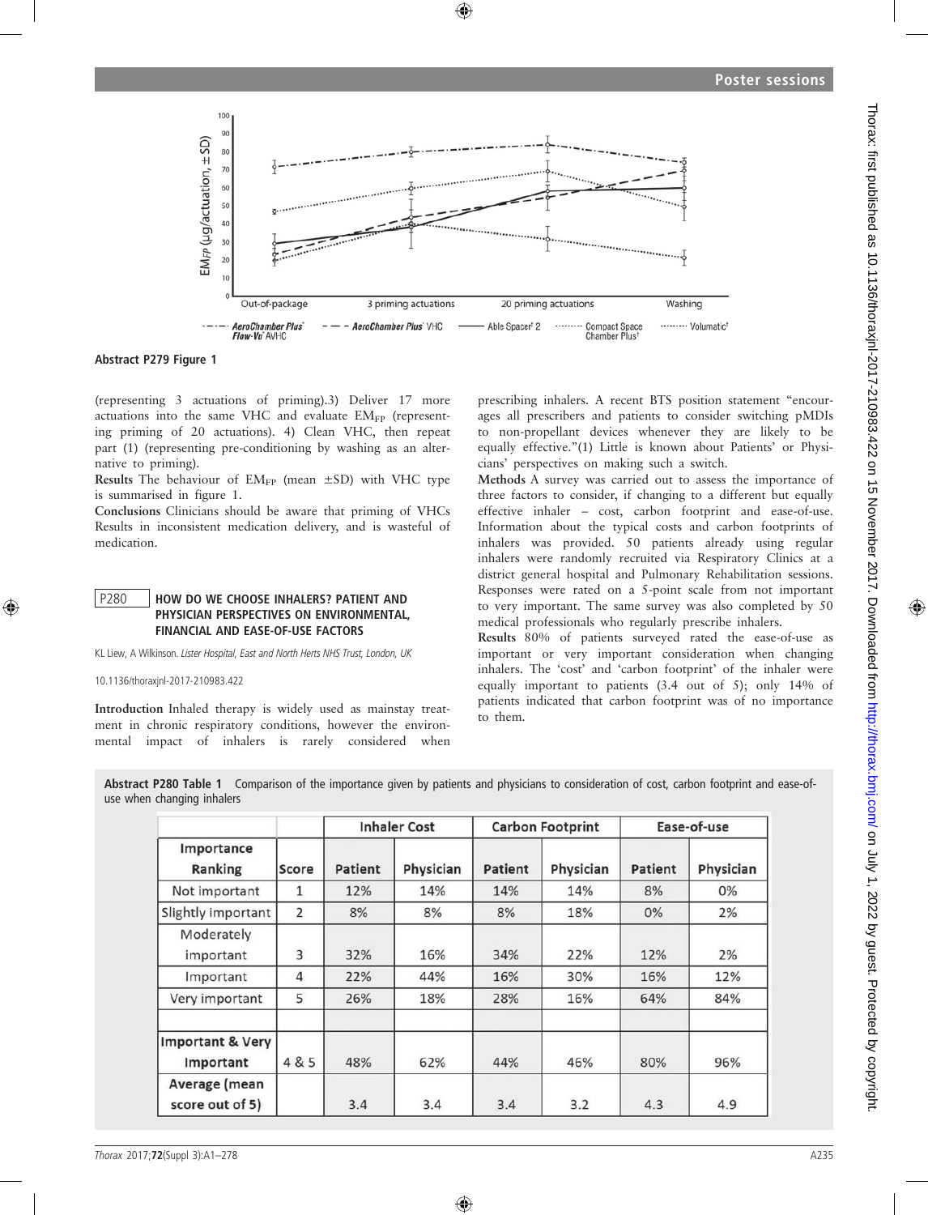Abstract P279 Figure 1

(representing 3 actuations of priming).3) Deliver 17 more actuations into the same VHC and evaluate $EM_{FP}$ (representing priming of 20 actuations). 4) Clean VHC, then repeat part (1) (representing pre-conditioning by washing as an alternative to priming).

**Results** The behaviour of $EM_{FP}$ (mean ±SD) with VHC type is summarised in figure 1.

**Conclusions** Clinicians should be aware that priming of VHCs Results in inconsistent medication delivery, and is wasteful of medication.

## P280 HOW DO WE CHOOSE INHALERS? PATIENT AND PHYSICIAN PERSPECTIVES ON ENVIRONMENTAL, FINANCIAL AND EASE-OF-USE FACTORS

KL Liew, A Wilkinson. *Lister Hospital, East and North Herts NHS Trust, London, UK*

10.1136/thoraxjnl-2017-210983.422

**Introduction** Inhaled therapy is widely used as mainstay treatment in chronic respiratory conditions, however the environmental impact of inhalers is rarely considered when prescribing inhalers. A recent BTS position statement "encourages all prescribers and patients to consider switching pMDIs to non-propellant devices whenever they are likely to be equally effective."(1) Little is known about Patients' or Physicians' perspectives on making such a switch.

**Methods** A survey was carried out to assess the importance of three factors to consider, if changing to a different but equally effective inhaler – cost, carbon footprint and ease-of-use. Information about the typical costs and carbon footprints of inhalers was provided. 50 patients already using regular inhalers were randomly recruited via Respiratory Clinics at a district general hospital and Pulmonary Rehabilitation sessions. Responses were rated on a 5-point scale from not important to very important. The same survey was also completed by 50 medical professionals who regularly prescribe inhalers.

**Results** 80% of patients surveyed rated the ease-of-use as important or very important consideration when changing inhalers. The 'cost' and 'carbon footprint' of the inhaler were equally important to patients (3.4 out of 5); only 14% of patients indicated that carbon footprint was of no importance to them.

**Abstract P280 Table 1** Comparison of the importance given by patients and physicians to consideration of cost, carbon footprint and ease-of-use when changing inhalers

| | | Inhaler Cost | | Carbon Footprint | | Ease-of-use | |
|---|---|---|---|---|---|---|---|
| Importance Ranking | Score | Patient | Physician | Patient | Physician | Patient | Physician |
| Not important | 1 | 12% | 14% | 14% | 14% | 8% | 0% |
| Slightly important | 2 | 8% | 8% | 8% | 18% | 0% | 2% |
| Moderately important | 3 | 32% | 16% | 34% | 22% | 12% | 2% |
| Important | 4 | 22% | 44% | 16% | 30% | 16% | 12% |
| Very important | 5 | 26% | 18% | 28% | 16% | 64% | 84% |
| | | | | | | | |
| Important & Very Important | 4 & 5 | 48% | 62% | 44% | 46% | 80% | 96% |
| Average (mean score out of 5) | | 3.4 | 3.4 | 3.4 | 3.2 | 4.3 | 4.9 |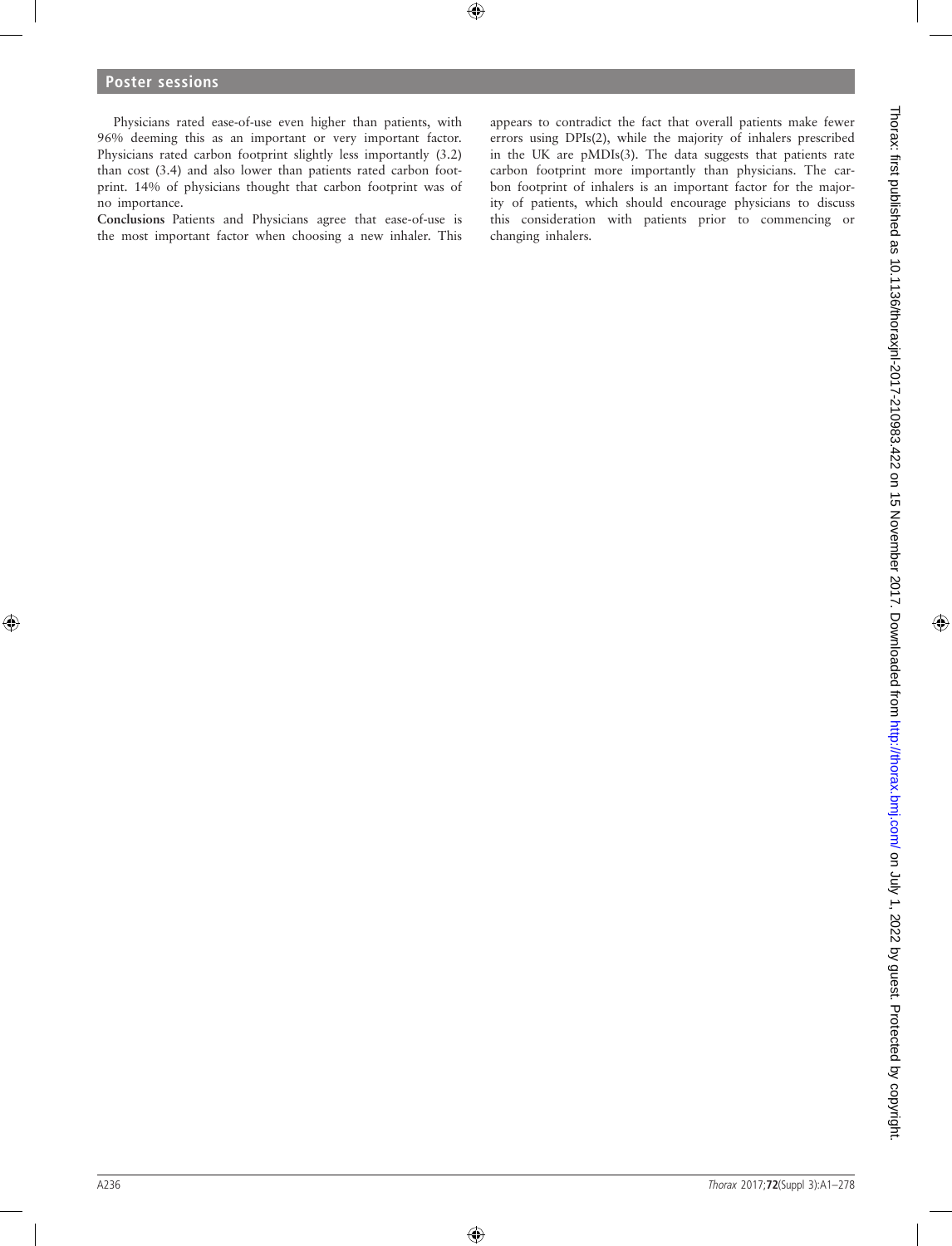Physicians rated ease-of-use even higher than patients, with 96% deeming this as an important or very important factor. Physicians rated carbon footprint slightly less importantly (3.2) than cost (3.4) and also lower than patients rated carbon footprint. 14% of physicians thought that carbon footprint was of no importance.

**Conclusions** Patients and Physicians agree that ease-of-use is the most important factor when choosing a new inhaler. This appears to contradict the fact that overall patients make fewer errors using DPIs(2), while the majority of inhalers prescribed in the UK are pMDIs(3). The data suggests that patients rate carbon footprint more importantly than physicians. The carbon footprint of inhalers is an important factor for the majority of patients, which should encourage physicians to discuss this consideration with patients prior to commencing or changing inhalers.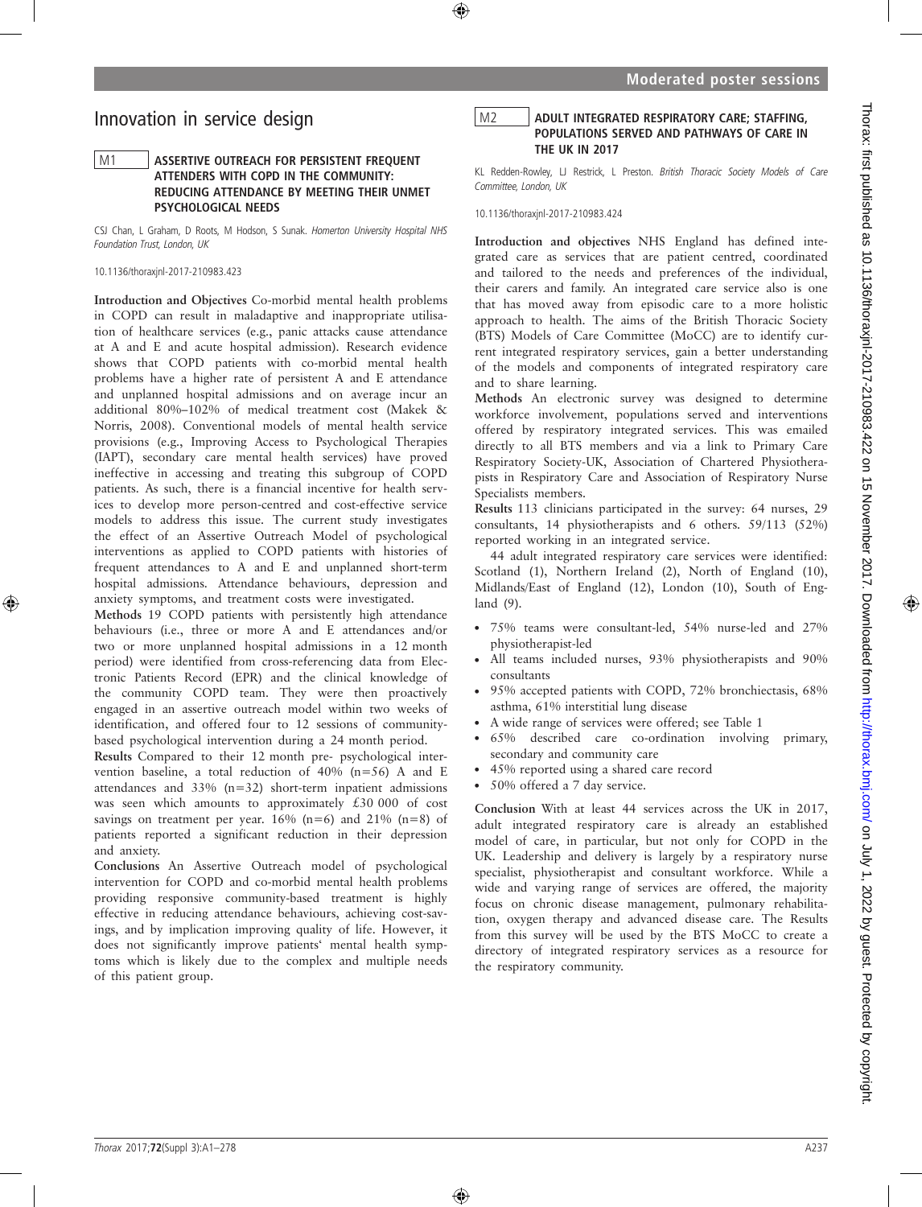# Innovation in service design

## M1 ASSERTIVE OUTREACH FOR PERSISTENT FREQUENT ATTENDERS WITH COPD IN THE COMMUNITY: REDUCING ATTENDANCE BY MEETING THEIR UNMET PSYCHOLOGICAL NEEDS

CSJ Chan, L Graham, D Roots, M Hodson, S Sunak. *Homerton University Hospital NHS Foundation Trust, London, UK*

10.1136/thoraxjnl-2017-210983.423

**Introduction and Objectives** Co-morbid mental health problems in COPD can result in maladaptive and inappropriate utilisation of healthcare services (e.g., panic attacks cause attendance at A and E and acute hospital admission). Research evidence shows that COPD patients with co-morbid mental health problems have a higher rate of persistent A and E attendance and unplanned hospital admissions and on average incur an additional 80%–102% of medical treatment cost (Makek & Norris, 2008). Conventional models of mental health service provisions (e.g., Improving Access to Psychological Therapies (IAPT), secondary care mental health services) have proved ineffective in accessing and treating this subgroup of COPD patients. As such, there is a financial incentive for health services to develop more person-centred and cost-effective service models to address this issue. The current study investigates the effect of an Assertive Outreach Model of psychological interventions as applied to COPD patients with histories of frequent attendances to A and E and unplanned short-term hospital admissions. Attendance behaviours, depression and anxiety symptoms, and treatment costs were investigated.

**Methods** 19 COPD patients with persistently high attendance behaviours (i.e., three or more A and E attendances and/or two or more unplanned hospital admissions in a 12 month period) were identified from cross-referencing data from Electronic Patients Record (EPR) and the clinical knowledge of the community COPD team. They were then proactively engaged in an assertive outreach model within two weeks of identification, and offered four to 12 sessions of community-based psychological intervention during a 24 month period.

**Results** Compared to their 12 month pre- psychological intervention baseline, a total reduction of 40% (n=56) A and E attendances and 33% (n=32) short-term inpatient admissions was seen which amounts to approximately £30 000 of cost savings on treatment per year. 16% (n=6) and 21% (n=8) of patients reported a significant reduction in their depression and anxiety.

**Conclusions** An Assertive Outreach model of psychological intervention for COPD and co-morbid mental health problems providing responsive community-based treatment is highly effective in reducing attendance behaviours, achieving cost-savings, and by implication improving quality of life. However, it does not significantly improve patients' mental health symptoms which is likely due to the complex and multiple needs of this patient group.

## M2 ADULT INTEGRATED RESPIRATORY CARE; STAFFING, POPULATIONS SERVED AND PATHWAYS OF CARE IN THE UK IN 2017

KL Redden-Rowley, LJ Restrick, L Preston. *British Thoracic Society Models of Care Committee, London, UK*

10.1136/thoraxjnl-2017-210983.424

**Introduction and objectives** NHS England has defined integrated care as services that are patient centred, coordinated and tailored to the needs and preferences of the individual, their carers and family. An integrated care service also is one that has moved away from episodic care to a more holistic approach to health. The aims of the British Thoracic Society (BTS) Models of Care Committee (MoCC) are to identify current integrated respiratory services, gain a better understanding of the models and components of integrated respiratory care and to share learning.

**Methods** An electronic survey was designed to determine workforce involvement, populations served and interventions offered by respiratory integrated services. This was emailed directly to all BTS members and via a link to Primary Care Respiratory Society-UK, Association of Chartered Physiotherapists in Respiratory Care and Association of Respiratory Nurse Specialists members.

**Results** 113 clinicians participated in the survey: 64 nurses, 29 consultants, 14 physiotherapists and 6 others. 59/113 (52%) reported working in an integrated service.

44 adult integrated respiratory care services were identified: Scotland (1), Northern Ireland (2), North of England (10), Midlands/East of England (12), London (10), South of England (9).

- 75% teams were consultant-led, 54% nurse-led and 27% physiotherapist-led
- All teams included nurses, 93% physiotherapists and 90% consultants
- 95% accepted patients with COPD, 72% bronchiectasis, 68% asthma, 61% interstitial lung disease
- A wide range of services were offered; see Table 1
- 65% described care co-ordination involving primary, secondary and community care
- 45% reported using a shared care record
- 50% offered a 7 day service.

**Conclusion** With at least 44 services across the UK in 2017, adult integrated respiratory care is already an established model of care, in particular, but not only for COPD in the UK. Leadership and delivery is largely by a respiratory nurse specialist, physiotherapist and consultant workforce. While a wide and varying range of services are offered, the majority focus on chronic disease management, pulmonary rehabilitation, oxygen therapy and advanced disease care. The Results from this survey will be used by the BTS MoCC to create a directory of integrated respiratory services as a resource for the respiratory community.